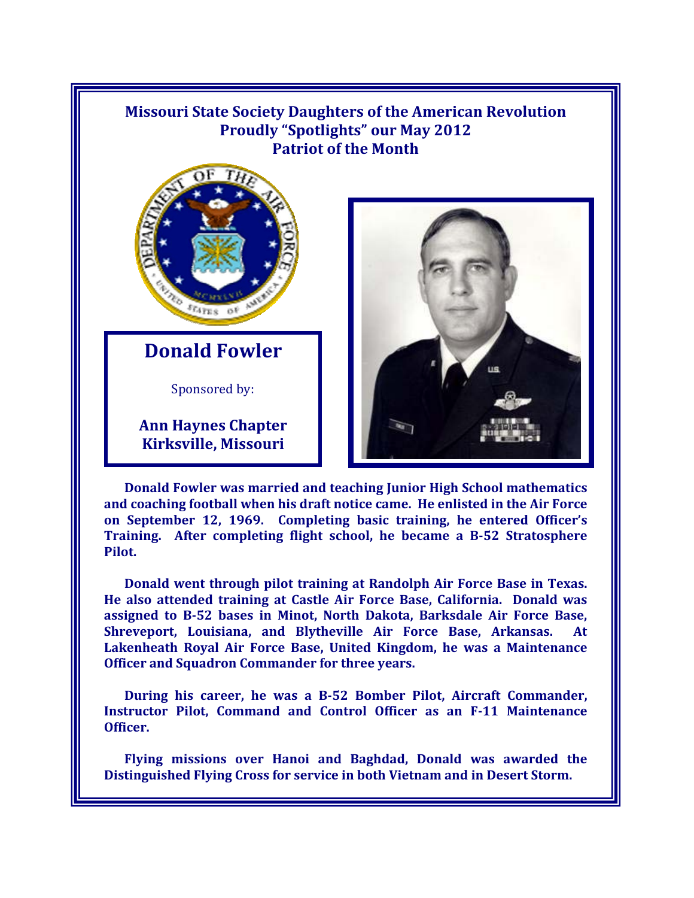**Missouri State Society Daughters of the American Revolution**
**Proudly "Spotlights" our May 2012**
**Patriot of the Month**

# Donald Fowler

Sponsored by:

**Ann Haynes Chapter**
**Kirksville, Missouri**

**Donald Fowler was married and teaching Junior High School mathematics and coaching football when his draft notice came. He enlisted in the Air Force on September 12, 1969. Completing basic training, he entered Officer's Training. After completing flight school, he became a B-52 Stratosphere Pilot.**

**Donald went through pilot training at Randolph Air Force Base in Texas. He also attended training at Castle Air Force Base, California. Donald was assigned to B-52 bases in Minot, North Dakota, Barksdale Air Force Base, Shreveport, Louisiana, and Blytheville Air Force Base, Arkansas. At Lakenheath Royal Air Force Base, United Kingdom, he was a Maintenance Officer and Squadron Commander for three years.**

**During his career, he was a B-52 Bomber Pilot, Aircraft Commander, Instructor Pilot, Command and Control Officer as an F-11 Maintenance Officer.**

**Flying missions over Hanoi and Baghdad, Donald was awarded the Distinguished Flying Cross for service in both Vietnam and in Desert Storm.**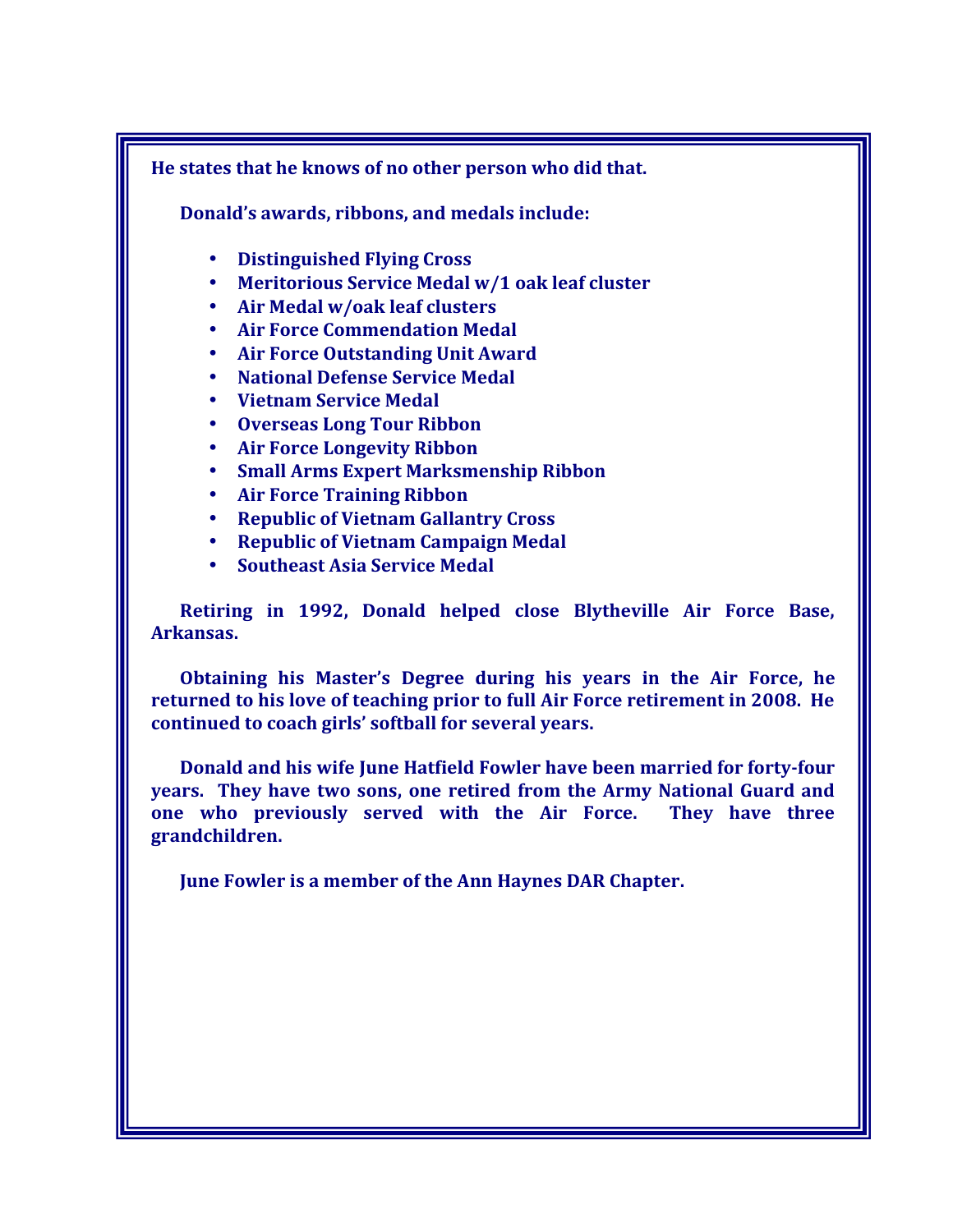**He states that he knows of no other person who did that.**

**Donald's awards, ribbons, and medals include:**

- **Distinguished Flying Cross**
- **Meritorious Service Medal w/1 oak leaf cluster**
- **Air Medal w/oak leaf clusters**
- **Air Force Commendation Medal**
- **Air Force Outstanding Unit Award**
- **National Defense Service Medal**
- **Vietnam Service Medal**
- **Overseas Long Tour Ribbon**
- **Air Force Longevity Ribbon**
- **Small Arms Expert Marksmenship Ribbon**
- **Air Force Training Ribbon**
- **Republic of Vietnam Gallantry Cross**
- **Republic of Vietnam Campaign Medal**
- **Southeast Asia Service Medal**

**Retiring in 1992, Donald helped close Blytheville Air Force Base, Arkansas.**

**Obtaining his Master's Degree during his years in the Air Force, he returned to his love of teaching prior to full Air Force retirement in 2008. He continued to coach girls' softball for several years.**

**Donald and his wife June Hatfield Fowler have been married for forty-four years. They have two sons, one retired from the Army National Guard and one who previously served with the Air Force. They have three grandchildren.**

**June Fowler is a member of the Ann Haynes DAR Chapter.**